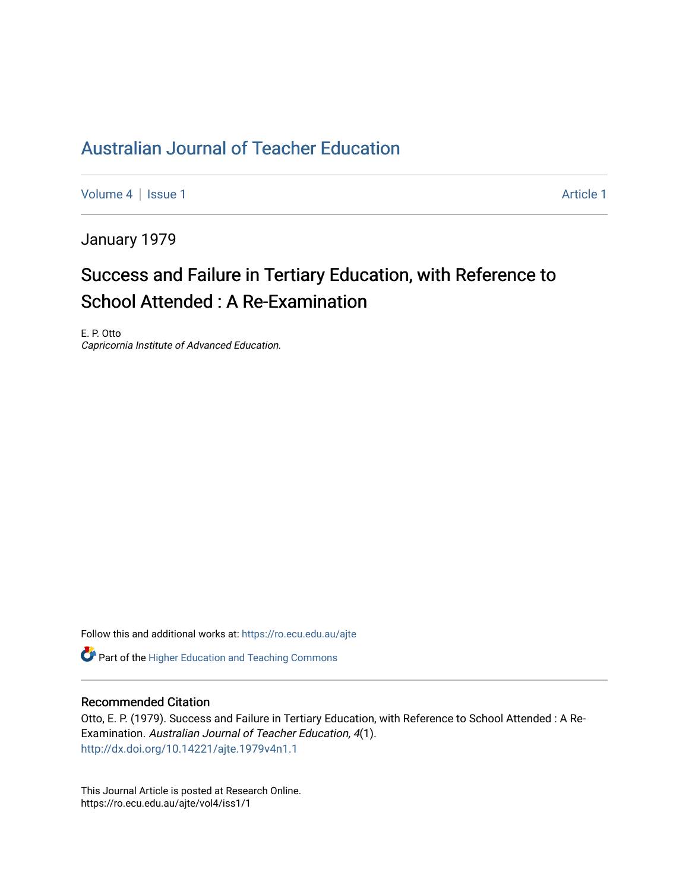# Australian Journal of Teacher Education

Volume 4 | Issue 1 Article 1

January 1979

## Success and Failure in Tertiary Education, with Reference to School Attended : A Re-Examination

E. P. Otto
*Capricornia Institute of Advanced Education.*

Follow this and additional works at: https://ro.ecu.edu.au/ajte

Part of the Higher Education and Teaching Commons

### Recommended Citation

Otto, E. P. (1979). Success and Failure in Tertiary Education, with Reference to School Attended : A Re-Examination. *Australian Journal of Teacher Education, 4*(1).
http://dx.doi.org/10.14221/ajte.1979v4n1.1

This Journal Article is posted at Research Online.
https://ro.ecu.edu.au/ajte/vol4/iss1/1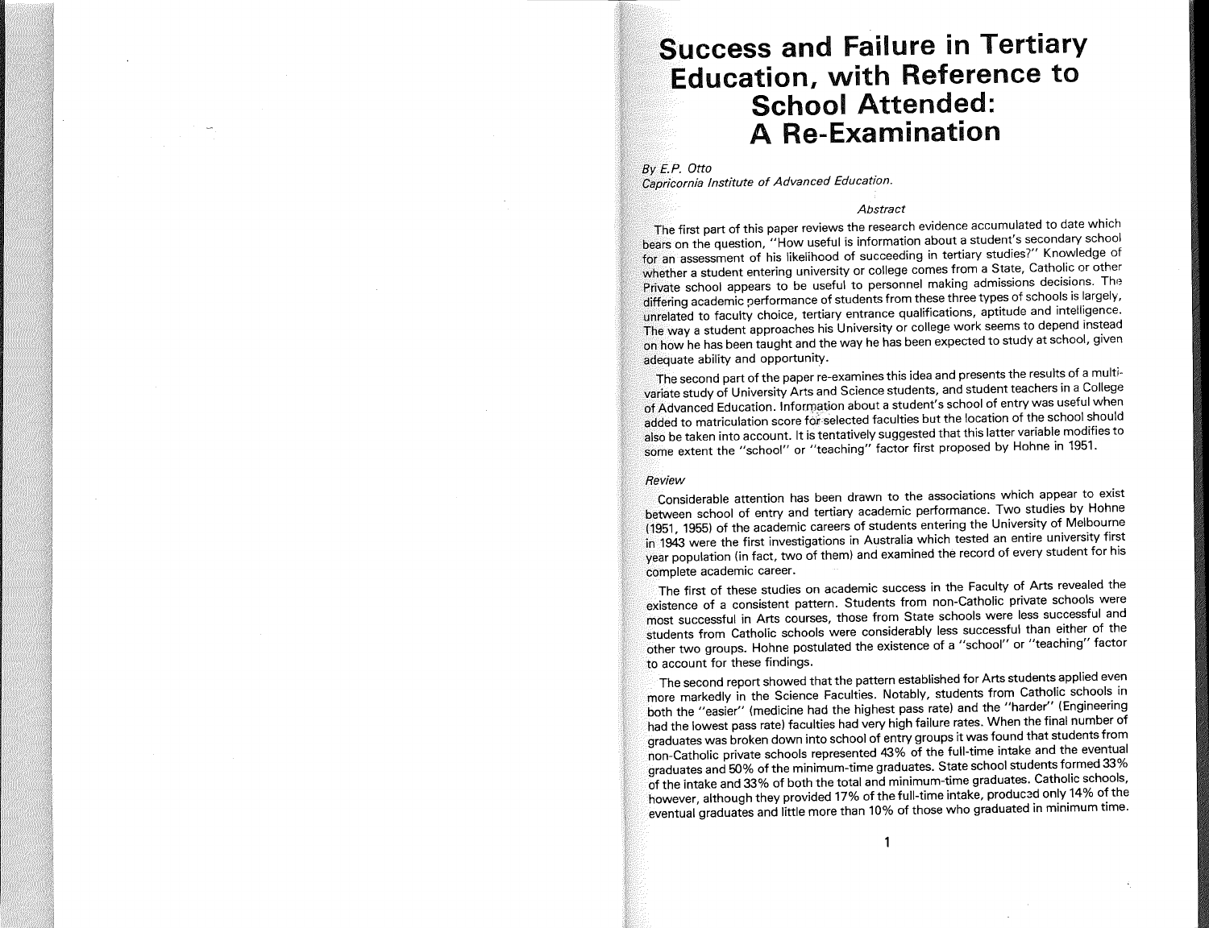# Success and Failure in Tertiary Education, with Reference to School Attended: A Re-Examination

*By E.P. Otto*
*Capricornia Institute of Advanced Education.*

*Abstract*

The first part of this paper reviews the research evidence accumulated to date which bears on the question, "How useful is information about a student's secondary school for an assessment of his likelihood of succeeding in tertiary studies?" Knowledge of whether a student entering university or college comes from a State, Catholic or other Private school appears to be useful to personnel making admissions decisions. The differing academic performance of students from these three types of schools is largely, unrelated to faculty choice, tertiary entrance qualifications, aptitude and intelligence. The way a student approaches his University or college work seems to depend instead on how he has been taught and the way he has been expected to study at school, given adequate ability and opportunity.

The second part of the paper re-examines this idea and presents the results of a multivariate study of University Arts and Science students, and student teachers in a College of Advanced Education. Information about a student's school of entry was useful when added to matriculation score for selected faculties but the location of the school should also be taken into account. It is tentatively suggested that this latter variable modifies to some extent the "school" or "teaching" factor first proposed by Hohne in 1951.

*Review*

Considerable attention has been drawn to the associations which appear to exist between school of entry and tertiary academic performance. Two studies by Hohne (1951, 1955) of the academic careers of students entering the University of Melbourne in 1943 were the first investigations in Australia which tested an entire university first year population (in fact, two of them) and examined the record of every student for his complete academic career.

The first of these studies on academic success in the Faculty of Arts revealed the existence of a consistent pattern. Students from non-Catholic private schools were most successful in Arts courses, those from State schools were less successful and students from Catholic schools were considerably less successful than either of the other two groups. Hohne postulated the existence of a "school" or "teaching" factor to account for these findings.

The second report showed that the pattern established for Arts students applied even more markedly in the Science Faculties. Notably, students from Catholic schools in both the "easier" (medicine had the highest pass rate) and the "harder" (Engineering had the lowest pass rate) faculties had very high failure rates. When the final number of graduates was broken down into school of entry groups it was found that students from non-Catholic private schools represented 43% of the full-time intake and the eventual graduates and 50% of the minimum-time graduates. State school students formed 33% of the intake and 33% of both the total and minimum-time graduates. Catholic schools, however, although they provided 17% of the full-time intake, produced only 14% of the eventual graduates and little more than 10% of those who graduated in minimum time.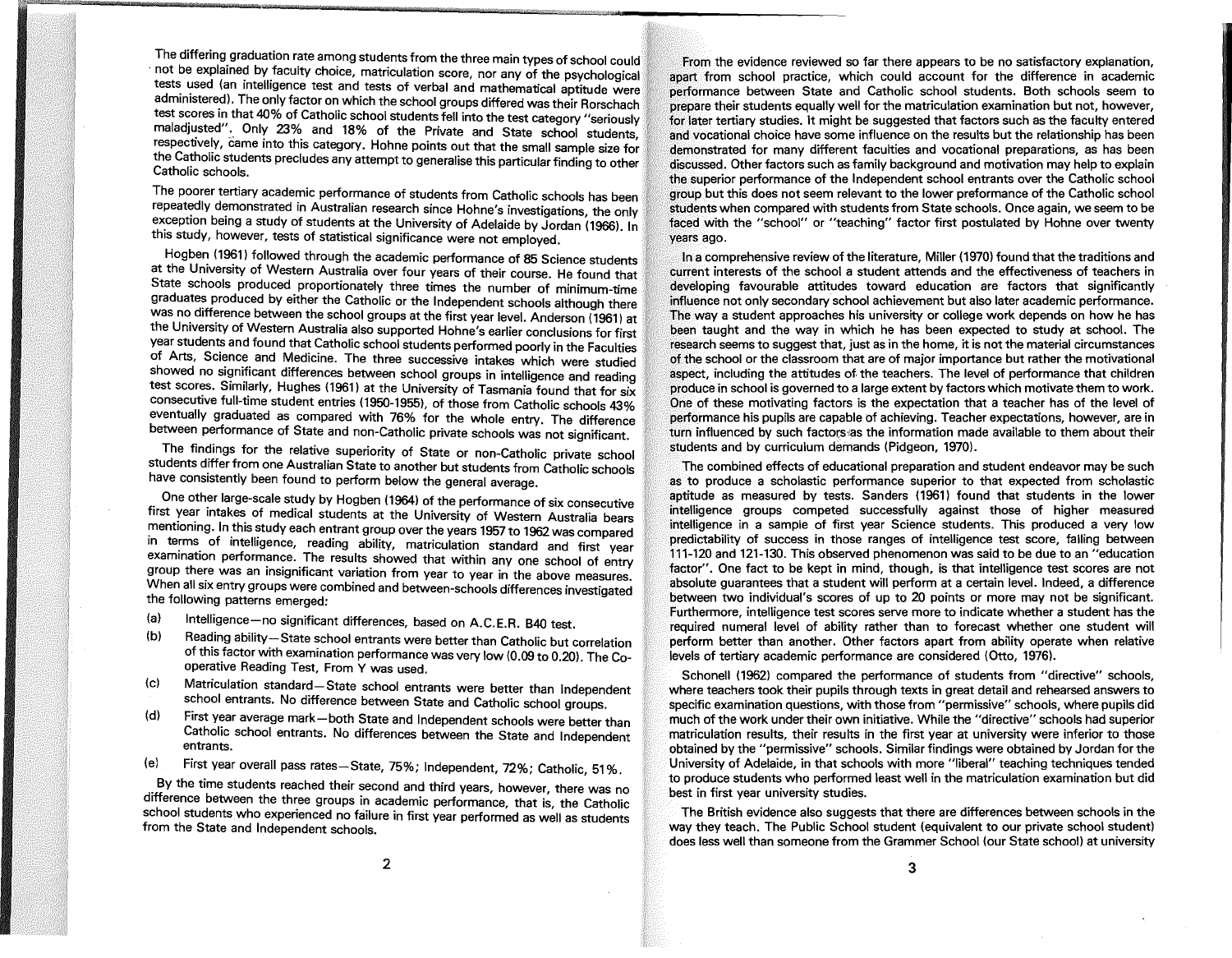The differing graduation rate among students from the three main types of school could not be explained by faculty choice, matriculation score, nor any of the psychological tests used (an intelligence test and tests of verbal and mathematical aptitude were administered). The only factor on which the school groups differed was their Rorschach test scores in that 40% of Catholic school students fell into the test category "seriously maladjusted". Only 23% and 18% of the Private and State school students, respectively, came into this category. Hohne points out that the small sample size for the Catholic students precludes any attempt to generalise this particular finding to other Catholic schools.

The poorer tertiary academic performance of students from Catholic schools has been repeatedly demonstrated in Australian research since Hohne's investigations, the only exception being a study of students at the University of Adelaide by Jordan (1966). In this study, however, tests of statistical significance were not employed.

Hogben (1961) followed through the academic performance of 85 Science students at the University of Western Australia over four years of their course. He found that State schools produced proportionately three times the number of minimum-time graduates produced by either the Catholic or the Independent schools although there was no difference between the school groups at the first year level. Anderson (1961) at the University of Western Australia also supported Hohne's earlier conclusions for first year students and found that Catholic school students performed poorly in the Faculties of Arts, Science and Medicine. The three successive intakes which were studied showed no significant differences between school groups in intelligence and reading test scores. Similarly, Hughes (1961) at the University of Tasmania found that for six consecutive full-time student entries (1950-1955), of those from Catholic schools 43% eventually graduated as compared with 76% for the whole entry. The difference between performance of State and non-Catholic private schools was not significant.

The findings for the relative superiority of State or non-Catholic private school students differ from one Australian State to another but students from Catholic schools have consistently been found to perform below the general average.

One other large-scale study by Hogben (1964) of the performance of six consecutive first year intakes of medical students at the University of Western Australia bears mentioning. In this study each entrant group over the years 1957 to 1962 was compared in terms of intelligence, reading ability, matriculation standard and first year examination performance. The results showed that within any one school of entry group there was an insignificant variation from year to year in the above measures. When all six entry groups were combined and between-schools differences investigated the following patterns emerged:

(a) Intelligence—no significant differences, based on A.C.E.R. B40 test.

(b) Reading ability—State school entrants were better than Catholic but correlation of this factor with examination performance was very low (0.09 to 0.20). The Co-operative Reading Test, From Y was used.

(c) Matriculation standard—State school entrants were better than Independent school entrants. No difference between State and Catholic school groups.

(d) First year average mark—both State and Independent schools were better than Catholic school entrants. No differences between the State and Independent entrants.

(e) First year overall pass rates—State, 75%; Independent, 72%; Catholic, 51%.

By the time students reached their second and third years, however, there was no difference between the three groups in academic performance, that is, the Catholic school students who experienced no failure in first year performed as well as students from the State and Independent schools.

From the evidence reviewed so far there appears to be no satisfactory explanation, apart from school practice, which could account for the difference in academic performance between State and Catholic school students. Both schools seem to prepare their students equally well for the matriculation examination but not, however, for later tertiary studies. It might be suggested that factors such as the faculty entered and vocational choice have some influence on the results but the relationship has been demonstrated for many different faculties and vocational preparations, as has been discussed. Other factors such as family background and motivation may help to explain the superior performance of the Independent school entrants over the Catholic school group but this does not seem relevant to the lower preformance of the Catholic school students when compared with students from State schools. Once again, we seem to be faced with the "school" or "teaching" factor first postulated by Hohne over twenty years ago.

In a comprehensive review of the literature, Miller (1970) found that the traditions and current interests of the school a student attends and the effectiveness of teachers in developing favourable attitudes toward education are factors that significantly influence not only secondary school achievement but also later academic performance. The way a student approaches his university or college work depends on how he has been taught and the way in which he has been expected to study at school. The research seems to suggest that, just as in the home, it is not the material circumstances of the school or the classroom that are of major importance but rather the motivational aspect, including the attitudes of the teachers. The level of performance that children produce in school is governed to a large extent by factors which motivate them to work. One of these motivating factors is the expectation that a teacher has of the level of performance his pupils are capable of achieving. Teacher expectations, however, are in turn influenced by such factors as the information made available to them about their students and by curriculum demands (Pidgeon, 1970).

The combined effects of educational preparation and student endeavor may be such as to produce a scholastic performance superior to that expected from scholastic aptitude as measured by tests. Sanders (1961) found that students in the lower intelligence groups competed successfully against those of higher measured intelligence in a sample of first year Science students. This produced a very low predictability of success in those ranges of intelligence test score, falling between 111-120 and 121-130. This observed phenomenon was said to be due to an "education factor". One fact to be kept in mind, though, is that intelligence test scores are not absolute guarantees that a student will perform at a certain level. Indeed, a difference between two individual's scores of up to 20 points or more may not be significant. Furthermore, intelligence test scores serve more to indicate whether a student has the required numeral level of ability rather than to forecast whether one student will perform better than another. Other factors apart from ability operate when relative levels of tertiary academic performance are considered (Otto, 1976).

Schonell (1962) compared the performance of students from "directive" schools, where teachers took their pupils through texts in great detail and rehearsed answers to specific examination questions, with those from "permissive" schools, where pupils did much of the work under their own initiative. While the "directive" schools had superior matriculation results, their results in the first year at university were inferior to those obtained by the "permissive" schools. Similar findings were obtained by Jordan for the University of Adelaide, in that schools with more "liberal" teaching techniques tended to produce students who performed least well in the matriculation examination but did best in first year university studies.

The British evidence also suggests that there are differences between schools in the way they teach. The Public School student (equivalent to our private school student) does less well than someone from the Grammer School (our State school) at university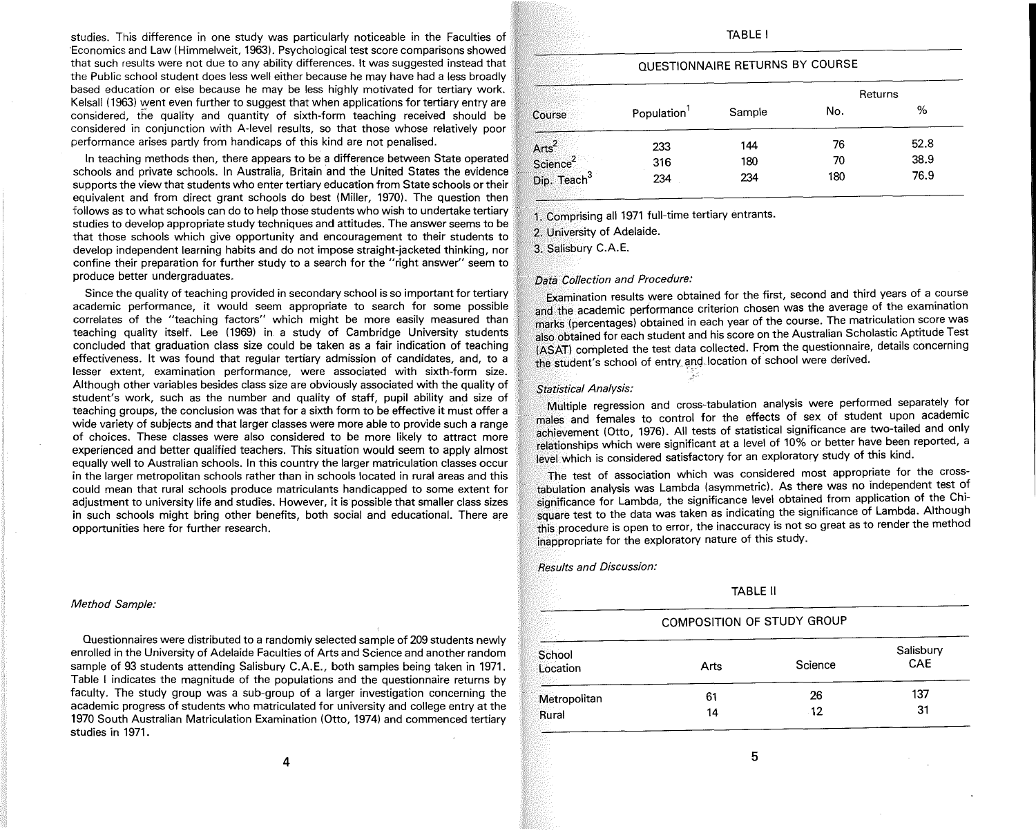studies. This difference in one study was particularly noticeable in the Faculties of Economics and Law (Himmelweit, 1963). Psychological test score comparisons showed that such results were not due to any ability differences. It was suggested instead that the Public school student does less well either because he may have had a less broadly based education or else because he may be less highly motivated for tertiary work. Kelsall (1963) went even further to suggest that when applications for tertiary entry are considered, the quality and quantity of sixth-form teaching received should be considered in conjunction with A-level results, so that those whose relatively poor performance arises partly from handicaps of this kind are not penalised.

In teaching methods then, there appears to be a difference between State operated schools and private schools. In Australia, Britain and the United States the evidence supports the view that students who enter tertiary education from State schools or their equivalent and from direct grant schools do best (Miller, 1970). The question then follows as to what schools can do to help those students who wish to undertake tertiary studies to develop appropriate study techniques and attitudes. The answer seems to be that those schools which give opportunity and encouragement to their students to develop independent learning habits and do not impose straight-jacketed thinking, nor confine their preparation for further study to a search for the "right answer" seem to produce better undergraduates.

Since the quality of teaching provided in secondary school is so important for tertiary academic performance, it would seem appropriate to search for some possible correlates of the "teaching factors" which might be more easily measured than teaching quality itself. Lee (1969) in a study of Cambridge University students concluded that graduation class size could be taken as a fair indication of teaching effectiveness. It was found that regular tertiary admission of candidates, and, to a lesser extent, examination performance, were associated with sixth-form size. Although other variables besides class size are obviously associated with the quality of student's work, such as the number and quality of staff, pupil ability and size of teaching groups, the conclusion was that for a sixth form to be effective it must offer a wide variety of subjects and that larger classes were more able to provide such a range of choices. These classes were also considered to be more likely to attract more experienced and better qualified teachers. This situation would seem to apply almost equally well to Australian schools. In this country the larger matriculation classes occur in the larger metropolitan schools rather than in schools located in rural areas and this could mean that rural schools produce matriculants handicapped to some extent for adjustment to university life and studies. However, it is possible that smaller class sizes in such schools might bring other benefits, both social and educational. There are opportunities here for further research.

*Method Sample:*

Questionnaires were distributed to a randomly selected sample of 209 students newly enrolled in the University of Adelaide Faculties of Arts and Science and another random sample of 93 students attending Salisbury C.A.E., both samples being taken in 1971. Table I indicates the magnitude of the populations and the questionnaire returns by faculty. The study group was a sub-group of a larger investigation concerning the academic progress of students who matriculated for university and college entry at the 1970 South Australian Matriculation Examination (Otto, 1974) and commenced tertiary studies in 1971.

TABLE I

QUESTIONNAIRE RETURNS BY COURSE

| Course | Population[1] | Sample | Returns No. | Returns % |
|---|---|---|---|---|
| Arts[2] | 233 | 144 | 76 | 52.8 |
| Science[2] | 316 | 180 | 70 | 38.9 |
| Dip. Teach[3] | 234 | 234 | 180 | 76.9 |

1. Comprising all 1971 full-time tertiary entrants.
2. University of Adelaide.
3. Salisbury C.A.E.

*Data Collection and Procedure:*

Examination results were obtained for the first, second and third years of a course and the academic performance criterion chosen was the average of the examination marks (percentages) obtained in each year of the course. The matriculation score was also obtained for each student and his score on the Australian Scholastic Aptitude Test (ASAT) completed the test data collected. From the questionnaire, details concerning the student's school of entry and location of school were derived.

*Statistical Analysis:*

Multiple regression and cross-tabulation analysis were performed separately for males and females to control for the effects of sex of student upon academic achievement (Otto, 1976). All tests of statistical significance are two-tailed and only relationships which were significant at a level of 10% or better have been reported, a level which is considered satisfactory for an exploratory study of this kind.

The test of association which was considered most appropriate for the cross-tabulation analysis was Lambda (asymmetric). As there was no independent test of significance for Lambda, the significance level obtained from application of the Chi-square test to the data was taken as indicating the significance of Lambda. Although this procedure is open to error, the inaccuracy is not so great as to render the method inappropriate for the exploratory nature of this study.

*Results and Discussion:*

TABLE II

COMPOSITION OF STUDY GROUP

| School Location | Arts | Science | Salisbury CAE |
|---|---|---|---|
| Metropolitan | 61 | 26 | 137 |
| Rural | 14 | 12 | 31 |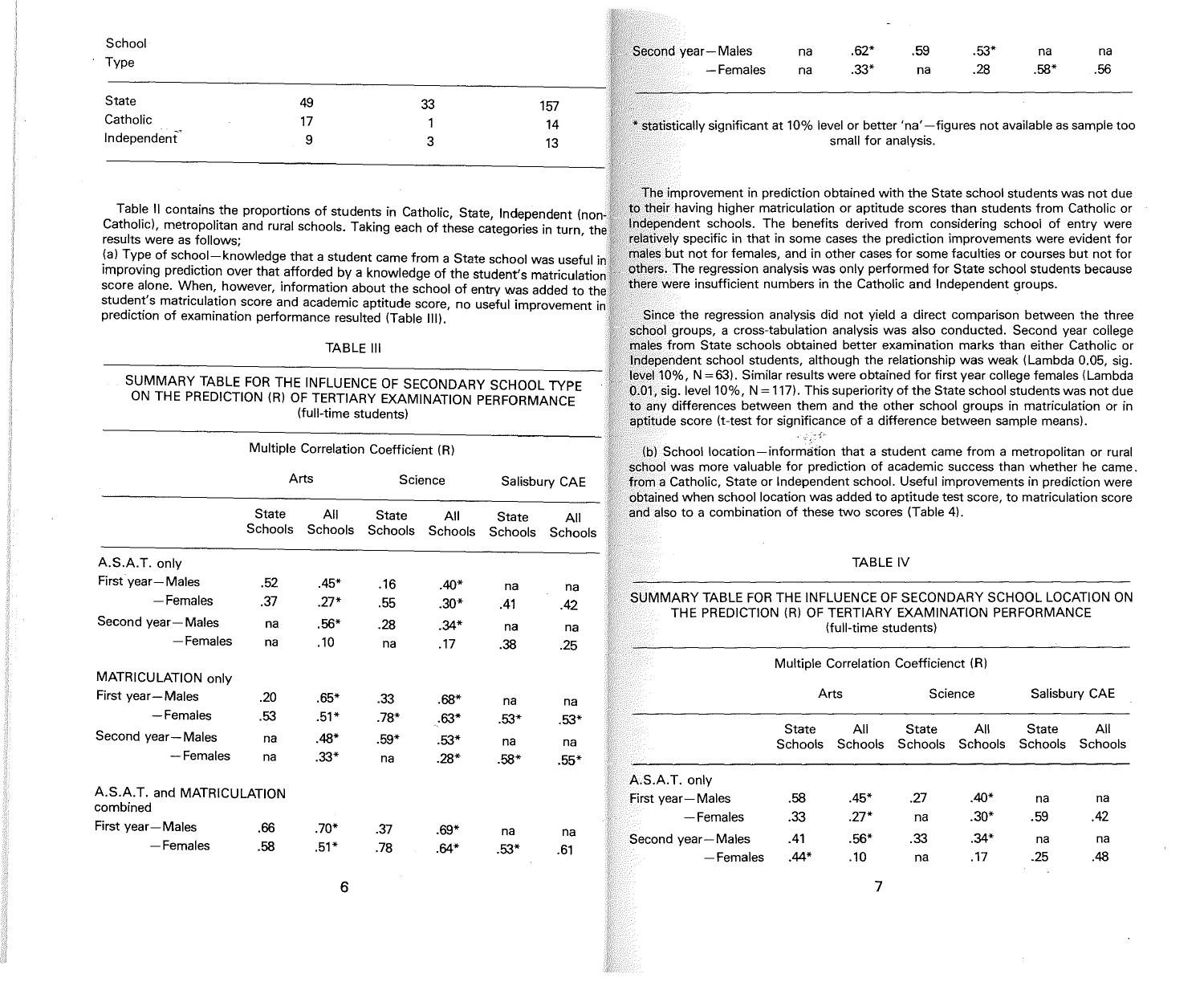| School Type | | | |
|---|---|---|---|
| State | 49 | 33 | 157 |
| Catholic | 17 | 1 | 14 |
| Independent | 9 | 3 | 13 |

Table II contains the proportions of students in Catholic, State, Independent (non-Catholic), metropolitan and rural schools. Taking each of these categories in turn, the results were as follows;

(a) Type of school—knowledge that a student came from a State school was useful in improving prediction over that afforded by a knowledge of the student's matriculation score alone. When, however, information about the school of entry was added to the student's matriculation score and academic aptitude score, no useful improvement in prediction of examination performance resulted (Table III).

TABLE III

SUMMARY TABLE FOR THE INFLUENCE OF SECONDARY SCHOOL TYPE ON THE PREDICTION (R) OF TERTIARY EXAMINATION PERFORMANCE
(full-time students)

| | Multiple Correlation Coefficient (R) | | | | | |
|---|---|---|---|---|---|---|
| | Arts | | Science | | Salisbury CAE | |
| | State Schools | All Schools | State Schools | All Schools | State Schools | All Schools |
| **A.S.A.T. only** | | | | | | |
| First year—Males | .52 | .45* | .16 | .40* | na | na |
| —Females | .37 | .27* | .55 | .30* | .41 | .42 |
| Second year—Males | na | .56* | .28 | .34* | na | na |
| —Females | na | .10 | na | .17 | .38 | .25 |
| **MATRICULATION only** | | | | | | |
| First year—Males | .20 | .65* | .33 | .68* | na | na |
| —Females | .53 | .51* | .78* | .63* | .53* | .53* |
| Second year—Males | na | .48* | .59* | .53* | na | na |
| —Females | na | .33* | na | .28* | .58* | .55* |
| **A.S.A.T. and MATRICULATION combined** | | | | | | |
| First year—Males | .66 | .70* | .37 | .69* | na | na |
| —Females | .58 | .51* | .78 | .64* | .53* | .61 |
| Second year—Males | na | .62* | .59 | .53* | na | na |
| —Females | na | .33* | na | .28 | .58* | .56 |

\* statistically significant at 10% level or better 'na'—figures not available as sample too small for analysis.

The improvement in prediction obtained with the State school students was not due to their having higher matriculation or aptitude scores than students from Catholic or Independent schools. The benefits derived from considering school of entry were relatively specific in that in some cases the prediction improvements were evident for males but not for females, and in other cases for some faculties or courses but not for others. The regression analysis was only performed for State school students because there were insufficient numbers in the Catholic and Independent groups.

Since the regression analysis did not yield a direct comparison between the three school groups, a cross-tabulation analysis was also conducted. Second year college males from State schools obtained better examination marks than either Catholic or Independent school students, although the relationship was weak (Lambda 0.05, sig. level 10%, $N = 63$). Similar results were obtained for first year college females (Lambda 0.01, sig. level 10%, $N = 117$). This superiority of the State school students was not due to any differences between them and the other school groups in matriculation or in aptitude score (t-test for significance of a difference between sample means).

(b) School location—information that a student came from a metropolitan or rural school was more valuable for prediction of academic success than whether he came from a Catholic, State or Independent school. Useful improvements in prediction were obtained when school location was added to aptitude test score, to matriculation score and also to a combination of these two scores (Table 4).

TABLE IV

SUMMARY TABLE FOR THE INFLUENCE OF SECONDARY SCHOOL LOCATION ON THE PREDICTION (R) OF TERTIARY EXAMINATION PERFORMANCE
(full-time students)

| | Multiple Correlation Coefficienct (R) | | | | | |
|---|---|---|---|---|---|---|
| | Arts | | Science | | Salisbury CAE | |
| | State Schools | All Schools | State Schools | All Schools | State Schools | All Schools |
| **A.S.A.T. only** | | | | | | |
| First year—Males | .58 | .45* | .27 | .40* | na | na |
| —Females | .33 | .27* | na | .30* | .59 | .42 |
| Second year—Males | .41 | .56* | .33 | .34* | na | na |
| —Females | .44* | .10 | na | .17 | .25 | .48 |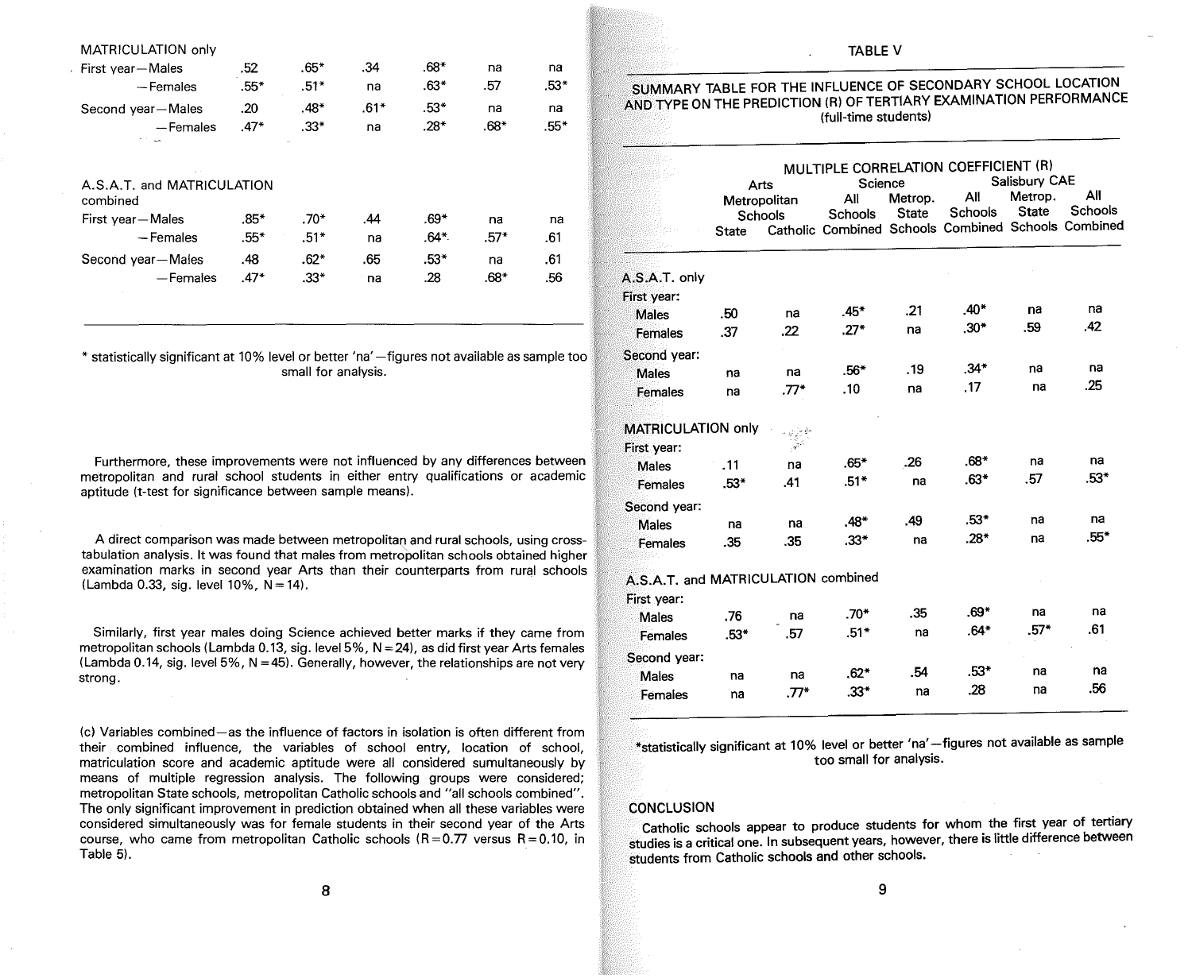| | | | | | | |
|---|---|---|---|---|---|---|
| MATRICULATION only | | | | | | |
| First year—Males | .52 | .65* | .34 | .68* | na | na |
| —Females | .55* | .51* | na | .63* | .57 | .53* |
| Second year—Males | .20 | .48* | .61* | .53* | na | na |
| —Females | .47* | .33* | na | .28* | .68* | .55* |
| A.S.A.T. and MATRICULATION combined | | | | | | |
| First year—Males | .85* | .70* | .44 | .69* | na | na |
| —Females | .55* | .51* | na | .64* | .57* | .61 |
| Second year—Males | .48 | .62* | .65 | .53* | na | .61 |
| —Females | .47* | .33* | na | .28 | .68* | .56 |

\* statistically significant at 10% level or better 'na'—figures not available as sample too small for analysis.

Furthermore, these improvements were not influenced by any differences between metropolitan and rural school students in either entry qualifications or academic aptitude (t-test for significance between sample means).

A direct comparison was made between metropolitan and rural schools, using cross-tabulation analysis. It was found that males from metropolitan schools obtained higher examination marks in second year Arts than their counterparts from rural schools (Lambda 0.33, sig. level 10%, N = 14).

Similarly, first year males doing Science achieved better marks if they came from metropolitan schools (Lambda 0.13, sig. level 5%, N = 24), as did first year Arts females (Lambda 0.14, sig. level 5%, N = 45). Generally, however, the relationships are not very strong.

(c) Variables combined—as the influence of factors in isolation is often different from their combined influence, the variables of school entry, location of school, matriculation score and academic aptitude were all considered sumultaneously by means of multiple regression analysis. The following groups were considered; metropolitan State schools, metropolitan Catholic schools and "all schools combined". The only significant improvement in prediction obtained when all these variables were considered simultaneously was for female students in their second year of the Arts course, who came from metropolitan Catholic schools (R = 0.77 versus R = 0.10, in Table 5).

## TABLE V

### SUMMARY TABLE FOR THE INFLUENCE OF SECONDARY SCHOOL LOCATION AND TYPE ON THE PREDICTION (R) OF TERTIARY EXAMINATION PERFORMANCE

(full-time students)

| | MULTIPLE CORRELATION COEFFICIENT (R) | | | | | | |
|---|---|---|---|---|---|---|---|
| | Arts | | | Science | | Salisbury CAE | |
| | Metropolitan Schools | | All Schools Combined | Metrop. State Schools | All Schools Combined | Metrop. State Schools | All Schools Combined |
| | State | Catholic | | | | | |
| **A.S.A.T. only** | | | | | | | |
| First year: | | | | | | | |
| Males | .50 | na | .45* | .21 | .40* | na | na |
| Females | .37 | .22 | .27* | na | .30* | .59 | .42 |
| Second year: | | | | | | | |
| Males | na | na | .56* | .19 | .34* | na | na |
| Females | na | .77* | .10 | na | .17 | na | .25 |
| **MATRICULATION only** | | | | | | | |
| First year: | | | | | | | |
| Males | .11 | na | .65* | .26 | .68* | na | na |
| Females | .53* | .41 | .51* | na | .63* | .57 | .53* |
| Second year: | | | | | | | |
| Males | na | na | .48* | .49 | .53* | na | na |
| Females | .35 | .35 | .33* | na | .28* | na | .55* |
| **A.S.A.T. and MATRICULATION combined** | | | | | | | |
| First year: | | | | | | | |
| Males | .76 | na | .70* | .35 | .69* | na | na |
| Females | .53* | .57 | .51* | na | .64* | .57* | .61 |
| Second year: | | | | | | | |
| Males | na | na | .62* | .54 | .53* | na | na |
| Females | na | .77* | .33* | na | .28 | na | .56 |

\*statistically significant at 10% level or better 'na'—figures not available as sample too small for analysis.

## CONCLUSION

Catholic schools appear to produce students for whom the first year of tertiary studies is a critical one. In subsequent years, however, there is little difference between students from Catholic schools and other schools.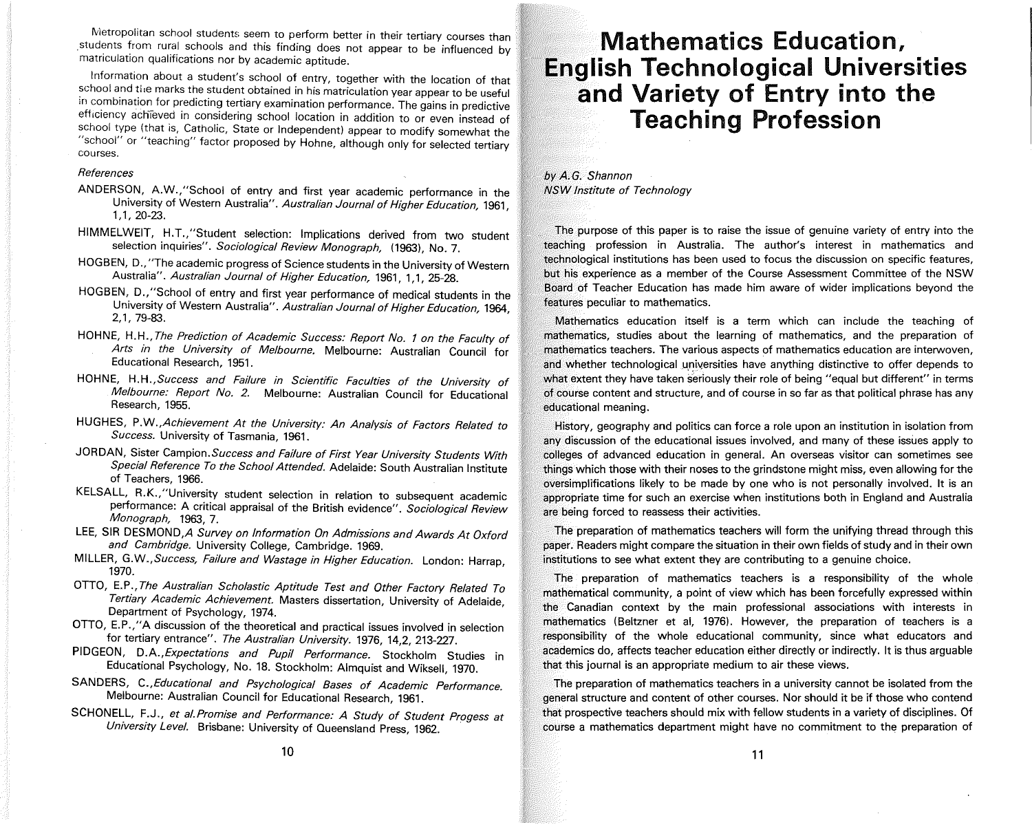Metropolitan school students seem to perform better in their tertiary courses than students from rural schools and this finding does not appear to be influenced by matriculation qualifications nor by academic aptitude.

Information about a student's school of entry, together with the location of that school and the marks the student obtained in his matriculation year appear to be useful in combination for predicting tertiary examination performance. The gains in predictive efficiency achieved in considering school location in addition to or even instead of school type (that is, Catholic, State or Independent) appear to modify somewhat the "school" or "teaching" factor proposed by Hohne, although only for selected tertiary courses.

*References*

ANDERSON, A.W.,"School of entry and first year academic performance in the University of Western Australia". *Australian Journal of Higher Education,* 1961, 1,1, 20-23.

HIMMELWEIT, H.T.,"Student selection: Implications derived from two student selection inquiries". *Sociological Review Monograph,* (1963), No. 7.

HOGBEN, D.,"The academic progress of Science students in the University of Western Australia". *Australian Journal of Higher Education,* 1961, 1,1, 25-28.

HOGBEN, D.,"School of entry and first year performance of medical students in the University of Western Australia". *Australian Journal of Higher Education,* 1964, 2,1, 79-83.

HOHNE, H.H.,*The Prediction of Academic Success: Report No. 1 on the Faculty of Arts in the University of Melbourne.* Melbourne: Australian Council for Educational Research, 1951.

HOHNE, H.H.,*Success and Failure in Scientific Faculties of the University of Melbourne: Report No. 2.* Melbourne: Australian Council for Educational Research, 1955.

HUGHES, P.W.,*Achievement At the University: An Analysis of Factors Related to Success.* University of Tasmania, 1961.

JORDAN, Sister Campion.*Success and Failure of First Year University Students With Special Reference To the School Attended.* Adelaide: South Australian Institute of Teachers, 1966.

KELSALL, R.K.,"University student selection in relation to subsequent academic performance: A critical appraisal of the British evidence". *Sociological Review Monograph,* 1963, 7.

LEE, SIR DESMOND,*A Survey on Information On Admissions and Awards At Oxford and Cambridge.* University College, Cambridge. 1969.

MILLER, G.W.,*Success, Failure and Wastage in Higher Education.* London: Harrap, 1970.

OTTO, E.P.,*The Australian Scholastic Aptitude Test and Other Factory Related To Tertiary Academic Achievement.* Masters dissertation, University of Adelaide, Department of Psychology, 1974.

OTTO, E.P.,"A discussion of the theoretical and practical issues involved in selection for tertiary entrance". *The Australian University.* 1976, 14,2, 213-227.

PIDGEON, D.A.,*Expectations and Pupil Performance.* Stockholm Studies in Educational Psychology, No. 18. Stockholm: Almquist and Wiksell, 1970.

SANDERS, C.,*Educational and Psychological Bases of Academic Performance.* Melbourne: Australian Council for Educational Research, 1961.

SCHONELL, F.J., *et al.Promise and Performance: A Study of Student Progess at University Level.* Brisbane: University of Queensland Press, 1962.

# Mathematics Education, English Technological Universities and Variety of Entry into the Teaching Profession

*by A.G. Shannon*
*NSW Institute of Technology*

The purpose of this paper is to raise the issue of genuine variety of entry into the teaching profession in Australia. The author's interest in mathematics and technological institutions has been used to focus the discussion on specific features, but his experience as a member of the Course Assessment Committee of the NSW Board of Teacher Education has made him aware of wider implications beyond the features peculiar to mathematics.

Mathematics education itself is a term which can include the teaching of mathematics, studies about the learning of mathematics, and the preparation of mathematics teachers. The various aspects of mathematics education are interwoven, and whether technological universities have anything distinctive to offer depends to what extent they have taken seriously their role of being "equal but different" in terms of course content and structure, and of course in so far as that political phrase has any educational meaning.

History, geography and politics can force a role upon an institution in isolation from any discussion of the educational issues involved, and many of these issues apply to colleges of advanced education in general. An overseas visitor can sometimes see things which those with their noses to the grindstone might miss, even allowing for the oversimplifications likely to be made by one who is not personally involved. It is an appropriate time for such an exercise when institutions both in England and Australia are being forced to reassess their activities.

The preparation of mathematics teachers will form the unifying thread through this paper. Readers might compare the situation in their own fields of study and in their own institutions to see what extent they are contributing to a genuine choice.

The preparation of mathematics teachers is a responsibility of the whole mathematical community, a point of view which has been forcefully expressed within the Canadian context by the main professional associations with interests in mathematics (Beltzner et al, 1976). However, the preparation of teachers is a responsibility of the whole educational community, since what educators and academics do, affects teacher education either directly or indirectly. It is thus arguable that this journal is an appropriate medium to air these views.

The preparation of mathematics teachers in a university cannot be isolated from the general structure and content of other courses. Nor should it be if those who contend that prospective teachers should mix with fellow students in a variety of disciplines. Of course a mathematics department might have no commitment to the preparation of